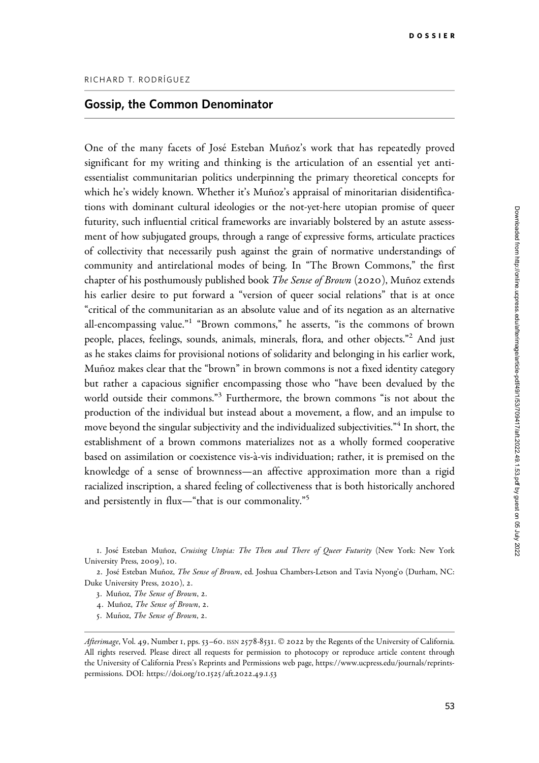DOSSIER

RICHARD T. RODRÍGUEZ

## Gossip, the Common Denominator

One of the many facets of José Esteban Muñoz's work that has repeatedly proved significant for my writing and thinking is the articulation of an essential yet anti-essentialist communitarian politics underpinning the primary theoretical concepts for which he's widely known. Whether it's Muñoz's appraisal of minoritarian disidentifications with dominant cultural ideologies or the not-yet-here utopian promise of queer futurity, such influential critical frameworks are invariably bolstered by an astute assessment of how subjugated groups, through a range of expressive forms, articulate practices of collectivity that necessarily push against the grain of normative understandings of community and antirelational modes of being. In "The Brown Commons," the first chapter of his posthumously published book *The Sense of Brown* (2020), Muñoz extends his earlier desire to put forward a "version of queer social relations" that is at once "critical of the communitarian as an absolute value and of its negation as an alternative all-encompassing value."[1] "Brown commons," he asserts, "is the commons of brown people, places, feelings, sounds, animals, minerals, flora, and other objects."[2] And just as he stakes claims for provisional notions of solidarity and belonging in his earlier work, Muñoz makes clear that the "brown" in brown commons is not a fixed identity category but rather a capacious signifier encompassing those who "have been devalued by the world outside their commons."[3] Furthermore, the brown commons "is not about the production of the individual but instead about a movement, a flow, and an impulse to move beyond the singular subjectivity and the individualized subjectivities."[4] In short, the establishment of a brown commons materializes not as a wholly formed cooperative based on assimilation or coexistence vis-à-vis individuation; rather, it is premised on the knowledge of a sense of brownness—an affective approximation more than a rigid racialized inscription, a shared feeling of collectiveness that is both historically anchored and persistently in flux—"that is our commonality."[5]

1. José Esteban Muñoz, *Cruising Utopia: The Then and There of Queer Futurity* (New York: New York University Press, 2009), 10.

2. José Esteban Muñoz, *The Sense of Brown*, ed. Joshua Chambers-Letson and Tavia Nyong'o (Durham, NC: Duke University Press, 2020), 2.

3. Muñoz, *The Sense of Brown*, 2.

4. Muñoz, *The Sense of Brown*, 2.

5. Muñoz, *The Sense of Brown*, 2.

*Afterimage*, Vol. 49, Number 1, pps. 53–60. ISSN 2578-8531. © 2022 by the Regents of the University of California. All rights reserved. Please direct all requests for permission to photocopy or reproduce article content through the University of California Press's Reprints and Permissions web page, https://www.ucpress.edu/journals/reprints-permissions. DOI: https://doi.org/10.1525/aft.2022.49.1.53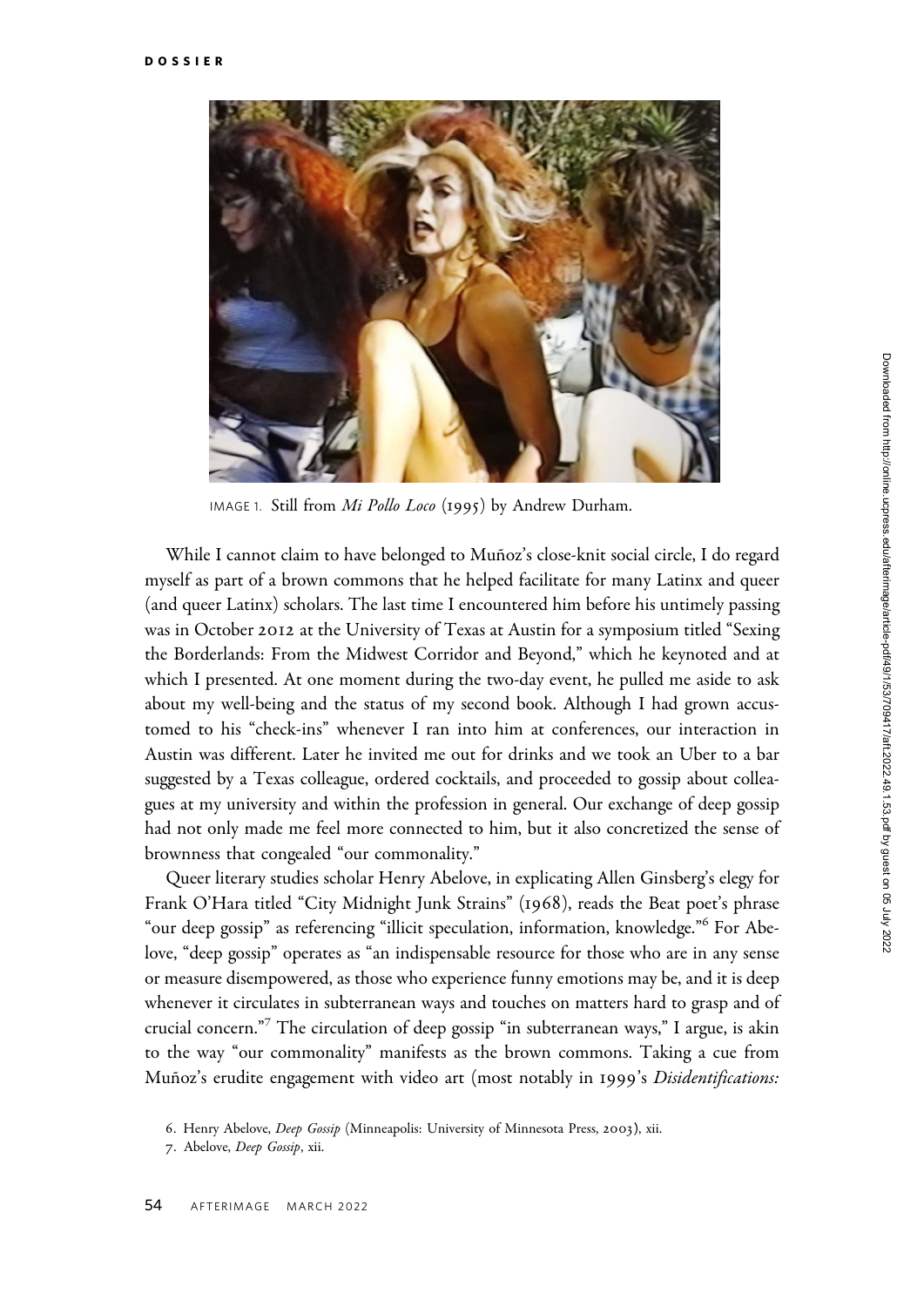IMAGE 1. Still from *Mi Pollo Loco* (1995) by Andrew Durham.

While I cannot claim to have belonged to Muñoz's close-knit social circle, I do regard myself as part of a brown commons that he helped facilitate for many Latinx and queer (and queer Latinx) scholars. The last time I encountered him before his untimely passing was in October 2012 at the University of Texas at Austin for a symposium titled "Sexing the Borderlands: From the Midwest Corridor and Beyond," which he keynoted and at which I presented. At one moment during the two-day event, he pulled me aside to ask about my well-being and the status of my second book. Although I had grown accustomed to his "check-ins" whenever I ran into him at conferences, our interaction in Austin was different. Later he invited me out for drinks and we took an Uber to a bar suggested by a Texas colleague, ordered cocktails, and proceeded to gossip about colleagues at my university and within the profession in general. Our exchange of deep gossip had not only made me feel more connected to him, but it also concretized the sense of brownness that congealed "our commonality."

Queer literary studies scholar Henry Abelove, in explicating Allen Ginsberg's elegy for Frank O'Hara titled "City Midnight Junk Strains" (1968), reads the Beat poet's phrase "our deep gossip" as referencing "illicit speculation, information, knowledge."[6] For Abelove, "deep gossip" operates as "an indispensable resource for those who are in any sense or measure disempowered, as those who experience funny emotions may be, and it is deep whenever it circulates in subterranean ways and touches on matters hard to grasp and of crucial concern."[7] The circulation of deep gossip "in subterranean ways," I argue, is akin to the way "our commonality" manifests as the brown commons. Taking a cue from Muñoz's erudite engagement with video art (most notably in 1999's *Disidentifications:*

6. Henry Abelove, *Deep Gossip* (Minneapolis: University of Minnesota Press, 2003), xii.

7. Abelove, *Deep Gossip*, xii.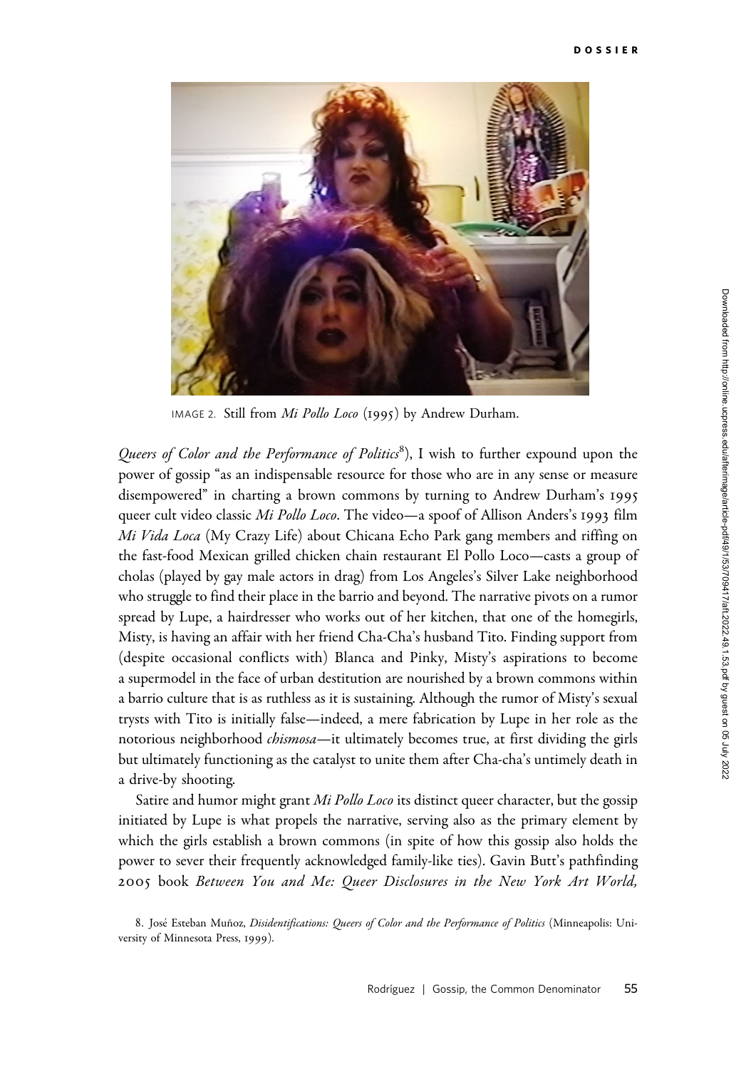IMAGE 2. Still from *Mi Pollo Loco* (1995) by Andrew Durham.

*Queers of Color and the Performance of Politics*[8]), I wish to further expound upon the power of gossip "as an indispensable resource for those who are in any sense or measure disempowered" in charting a brown commons by turning to Andrew Durham's 1995 queer cult video classic *Mi Pollo Loco*. The video—a spoof of Allison Anders's 1993 film *Mi Vida Loca* (My Crazy Life) about Chicana Echo Park gang members and riffing on the fast-food Mexican grilled chicken chain restaurant El Pollo Loco—casts a group of cholas (played by gay male actors in drag) from Los Angeles's Silver Lake neighborhood who struggle to find their place in the barrio and beyond. The narrative pivots on a rumor spread by Lupe, a hairdresser who works out of her kitchen, that one of the homegirls, Misty, is having an affair with her friend Cha-Cha's husband Tito. Finding support from (despite occasional conflicts with) Blanca and Pinky, Misty's aspirations to become a supermodel in the face of urban destitution are nourished by a brown commons within a barrio culture that is as ruthless as it is sustaining. Although the rumor of Misty's sexual trysts with Tito is initially false—indeed, a mere fabrication by Lupe in her role as the notorious neighborhood *chismosa*—it ultimately becomes true, at first dividing the girls but ultimately functioning as the catalyst to unite them after Cha-cha's untimely death in a drive-by shooting.

Satire and humor might grant *Mi Pollo Loco* its distinct queer character, but the gossip initiated by Lupe is what propels the narrative, serving also as the primary element by which the girls establish a brown commons (in spite of how this gossip also holds the power to sever their frequently acknowledged family-like ties). Gavin Butt's pathfinding 2005 book *Between You and Me: Queer Disclosures in the New York Art World,*

8. José Esteban Muñoz, *Disidentifications: Queers of Color and the Performance of Politics* (Minneapolis: University of Minnesota Press, 1999).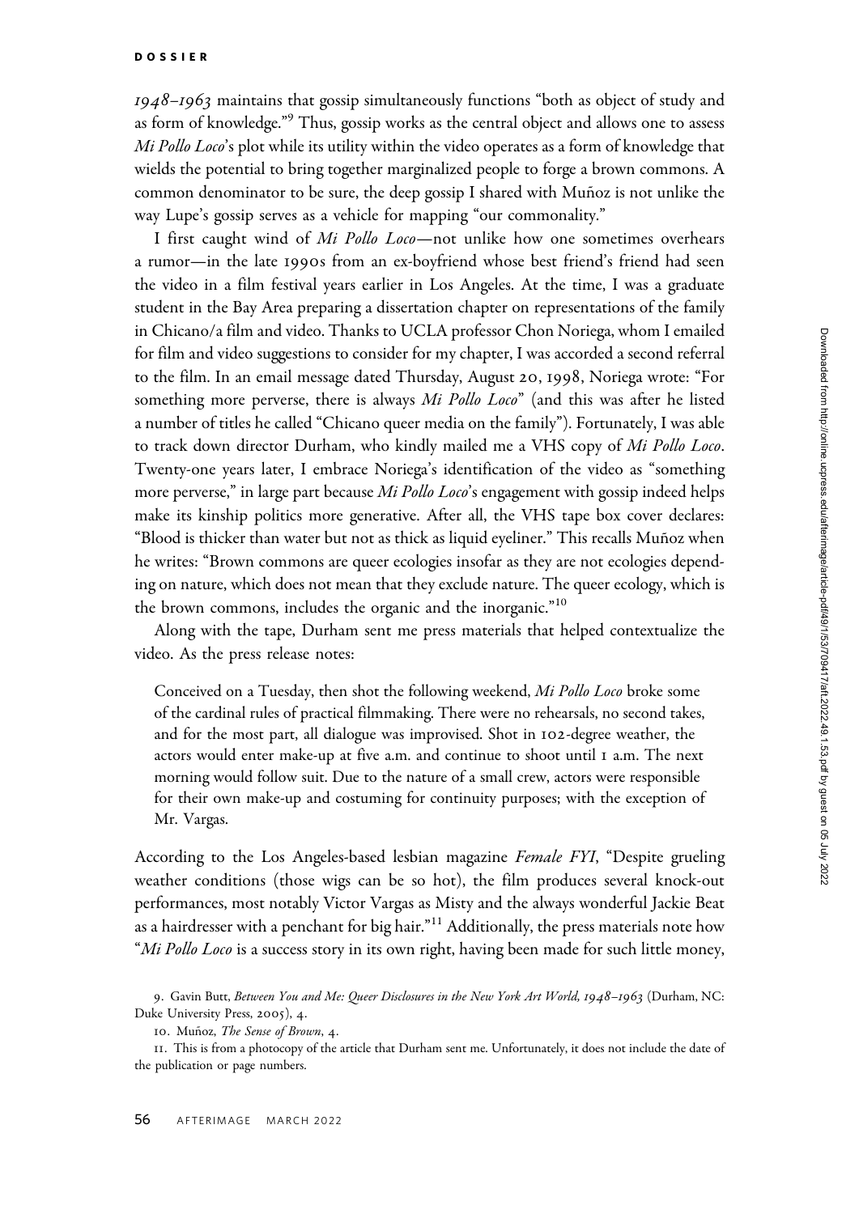*1948–1963* maintains that gossip simultaneously functions "both as object of study and as form of knowledge."[9] Thus, gossip works as the central object and allows one to assess *Mi Pollo Loco*'s plot while its utility within the video operates as a form of knowledge that wields the potential to bring together marginalized people to forge a brown commons. A common denominator to be sure, the deep gossip I shared with Muñoz is not unlike the way Lupe's gossip serves as a vehicle for mapping "our commonality."

I first caught wind of *Mi Pollo Loco*—not unlike how one sometimes overhears a rumor—in the late 1990s from an ex-boyfriend whose best friend's friend had seen the video in a film festival years earlier in Los Angeles. At the time, I was a graduate student in the Bay Area preparing a dissertation chapter on representations of the family in Chicano/a film and video. Thanks to UCLA professor Chon Noriega, whom I emailed for film and video suggestions to consider for my chapter, I was accorded a second referral to the film. In an email message dated Thursday, August 20, 1998, Noriega wrote: "For something more perverse, there is always *Mi Pollo Loco*" (and this was after he listed a number of titles he called "Chicano queer media on the family"). Fortunately, I was able to track down director Durham, who kindly mailed me a VHS copy of *Mi Pollo Loco*. Twenty-one years later, I embrace Noriega's identification of the video as "something more perverse," in large part because *Mi Pollo Loco*'s engagement with gossip indeed helps make its kinship politics more generative. After all, the VHS tape box cover declares: "Blood is thicker than water but not as thick as liquid eyeliner." This recalls Muñoz when he writes: "Brown commons are queer ecologies insofar as they are not ecologies depending on nature, which does not mean that they exclude nature. The queer ecology, which is the brown commons, includes the organic and the inorganic."[10]

Along with the tape, Durham sent me press materials that helped contextualize the video. As the press release notes:

> Conceived on a Tuesday, then shot the following weekend, *Mi Pollo Loco* broke some of the cardinal rules of practical filmmaking. There were no rehearsals, no second takes, and for the most part, all dialogue was improvised. Shot in 102-degree weather, the actors would enter make-up at five a.m. and continue to shoot until 1 a.m. The next morning would follow suit. Due to the nature of a small crew, actors were responsible for their own make-up and costuming for continuity purposes; with the exception of Mr. Vargas.

According to the Los Angeles-based lesbian magazine *Female FYI*, "Despite grueling weather conditions (those wigs can be so hot), the film produces several knock-out performances, most notably Victor Vargas as Misty and the always wonderful Jackie Beat as a hairdresser with a penchant for big hair."[11] Additionally, the press materials note how "*Mi Pollo Loco* is a success story in its own right, having been made for such little money,

9. Gavin Butt, *Between You and Me: Queer Disclosures in the New York Art World, 1948–1963* (Durham, NC: Duke University Press, 2005), 4.

10. Muñoz, *The Sense of Brown*, 4.

11. This is from a photocopy of the article that Durham sent me. Unfortunately, it does not include the date of the publication or page numbers.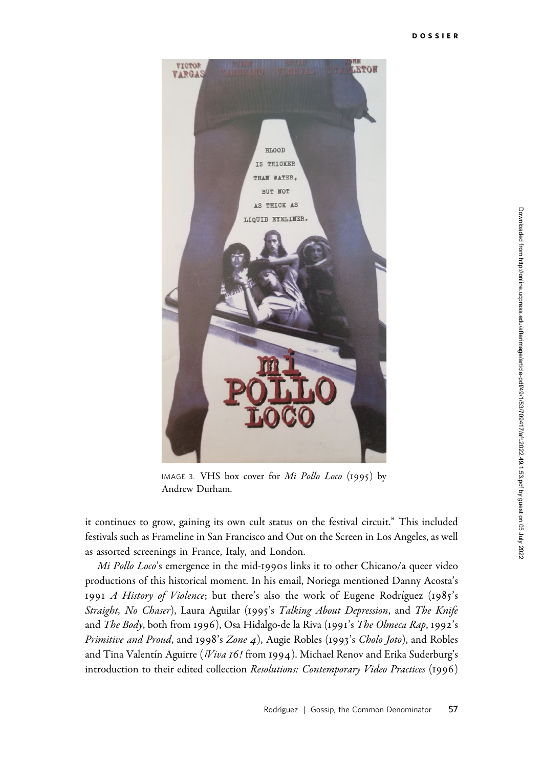IMAGE 3. VHS box cover for *Mi Pollo Loco* (1995) by Andrew Durham.

it continues to grow, gaining its own cult status on the festival circuit." This included festivals such as Frameline in San Francisco and Out on the Screen in Los Angeles, as well as assorted screenings in France, Italy, and London.

*Mi Pollo Loco*'s emergence in the mid-1990s links it to other Chicano/a queer video productions of this historical moment. In his email, Noriega mentioned Danny Acosta's 1991 *A History of Violence*; but there's also the work of Eugene Rodríguez (1985's *Straight, No Chaser*), Laura Aguilar (1995's *Talking About Depression*, and *The Knife* and *The Body*, both from 1996), Osa Hidalgo-de la Riva (1991's *The Olmeca Rap*, 1992's *Primitive and Proud*, and 1998's *Zone 4*), Augie Robles (1993's *Cholo Joto*), and Robles and Tina Valentín Aguirre (*¡Viva 16!* from 1994). Michael Renov and Erika Suderburg's introduction to their edited collection *Resolutions: Contemporary Video Practices* (1996)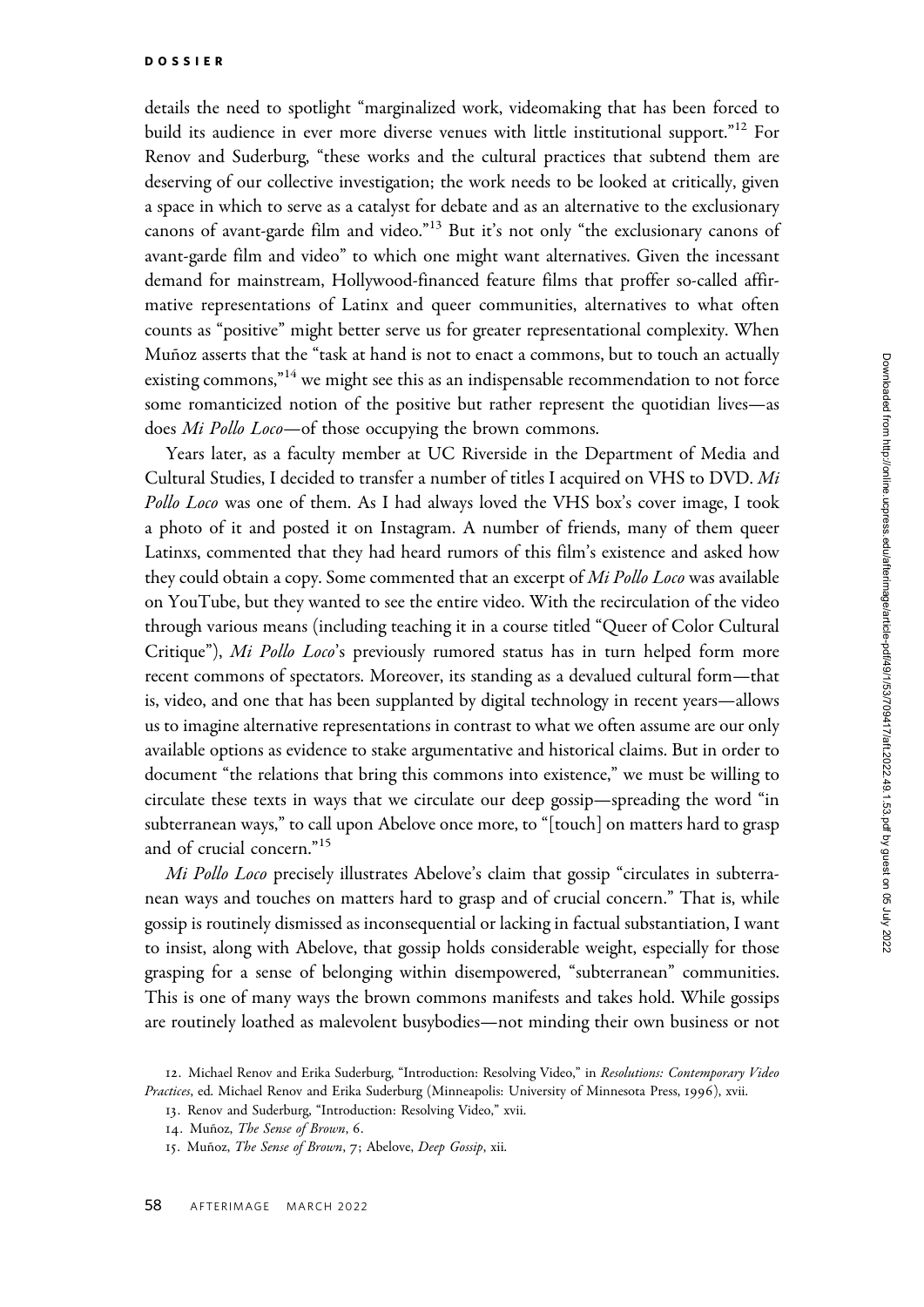details the need to spotlight "marginalized work, videomaking that has been forced to build its audience in ever more diverse venues with little institutional support."[12] For Renov and Suderburg, "these works and the cultural practices that subtend them are deserving of our collective investigation; the work needs to be looked at critically, given a space in which to serve as a catalyst for debate and as an alternative to the exclusionary canons of avant-garde film and video."[13] But it's not only "the exclusionary canons of avant-garde film and video" to which one might want alternatives. Given the incessant demand for mainstream, Hollywood-financed feature films that proffer so-called affirmative representations of Latinx and queer communities, alternatives to what often counts as "positive" might better serve us for greater representational complexity. When Muñoz asserts that the "task at hand is not to enact a commons, but to touch an actually existing commons,"[14] we might see this as an indispensable recommendation to not force some romanticized notion of the positive but rather represent the quotidian lives—as does *Mi Pollo Loco*—of those occupying the brown commons.

Years later, as a faculty member at UC Riverside in the Department of Media and Cultural Studies, I decided to transfer a number of titles I acquired on VHS to DVD. *Mi Pollo Loco* was one of them. As I had always loved the VHS box's cover image, I took a photo of it and posted it on Instagram. A number of friends, many of them queer Latinxs, commented that they had heard rumors of this film's existence and asked how they could obtain a copy. Some commented that an excerpt of *Mi Pollo Loco* was available on YouTube, but they wanted to see the entire video. With the recirculation of the video through various means (including teaching it in a course titled "Queer of Color Cultural Critique"), *Mi Pollo Loco*'s previously rumored status has in turn helped form more recent commons of spectators. Moreover, its standing as a devalued cultural form—that is, video, and one that has been supplanted by digital technology in recent years—allows us to imagine alternative representations in contrast to what we often assume are our only available options as evidence to stake argumentative and historical claims. But in order to document "the relations that bring this commons into existence," we must be willing to circulate these texts in ways that we circulate our deep gossip—spreading the word "in subterranean ways," to call upon Abelove once more, to "[touch] on matters hard to grasp and of crucial concern."[15]

*Mi Pollo Loco* precisely illustrates Abelove's claim that gossip "circulates in subterranean ways and touches on matters hard to grasp and of crucial concern." That is, while gossip is routinely dismissed as inconsequential or lacking in factual substantiation, I want to insist, along with Abelove, that gossip holds considerable weight, especially for those grasping for a sense of belonging within disempowered, "subterranean" communities. This is one of many ways the brown commons manifests and takes hold. While gossips are routinely loathed as malevolent busybodies—not minding their own business or not

12. Michael Renov and Erika Suderburg, "Introduction: Resolving Video," in *Resolutions: Contemporary Video Practices*, ed. Michael Renov and Erika Suderburg (Minneapolis: University of Minnesota Press, 1996), xvii.

13. Renov and Suderburg, "Introduction: Resolving Video," xvii.

14. Muñoz, *The Sense of Brown*, 6.

15. Muñoz, *The Sense of Brown*, 7; Abelove, *Deep Gossip*, xii.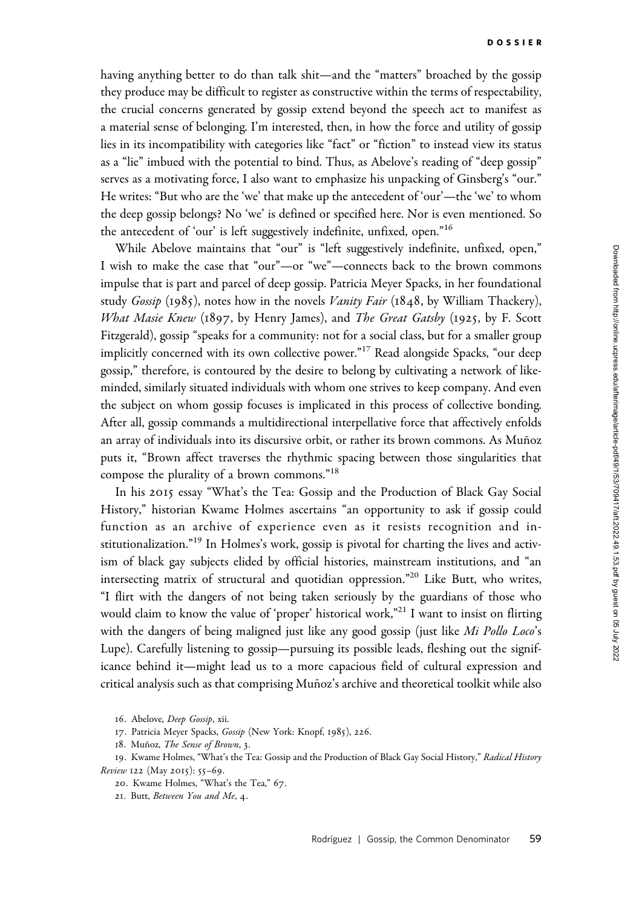having anything better to do than talk shit—and the "matters" broached by the gossip they produce may be difficult to register as constructive within the terms of respectability, the crucial concerns generated by gossip extend beyond the speech act to manifest as a material sense of belonging. I'm interested, then, in how the force and utility of gossip lies in its incompatibility with categories like "fact" or "fiction" to instead view its status as a "lie" imbued with the potential to bind. Thus, as Abelove's reading of "deep gossip" serves as a motivating force, I also want to emphasize his unpacking of Ginsberg's "our." He writes: "But who are the 'we' that make up the antecedent of 'our'—the 'we' to whom the deep gossip belongs? No 'we' is defined or specified here. Nor is even mentioned. So the antecedent of 'our' is left suggestively indefinite, unfixed, open."[16]

While Abelove maintains that "our" is "left suggestively indefinite, unfixed, open," I wish to make the case that "our"—or "we"—connects back to the brown commons impulse that is part and parcel of deep gossip. Patricia Meyer Spacks, in her foundational study *Gossip* (1985), notes how in the novels *Vanity Fair* (1848, by William Thackery), *What Masie Knew* (1897, by Henry James), and *The Great Gatsby* (1925, by F. Scott Fitzgerald), gossip "speaks for a community: not for a social class, but for a smaller group implicitly concerned with its own collective power."[17] Read alongside Spacks, "our deep gossip," therefore, is contoured by the desire to belong by cultivating a network of like-minded, similarly situated individuals with whom one strives to keep company. And even the subject on whom gossip focuses is implicated in this process of collective bonding. After all, gossip commands a multidirectional interpellative force that affectively enfolds an array of individuals into its discursive orbit, or rather its brown commons. As Muñoz puts it, "Brown affect traverses the rhythmic spacing between those singularities that compose the plurality of a brown commons."[18]

In his 2015 essay "What's the Tea: Gossip and the Production of Black Gay Social History," historian Kwame Holmes ascertains "an opportunity to ask if gossip could function as an archive of experience even as it resists recognition and institutionalization."[19] In Holmes's work, gossip is pivotal for charting the lives and activism of black gay subjects elided by official histories, mainstream institutions, and "an intersecting matrix of structural and quotidian oppression."[20] Like Butt, who writes, "I flirt with the dangers of not being taken seriously by the guardians of those who would claim to know the value of 'proper' historical work,"[21] I want to insist on flirting with the dangers of being maligned just like any good gossip (just like *Mi Pollo Loco*'s Lupe). Carefully listening to gossip—pursuing its possible leads, fleshing out the significance behind it—might lead us to a more capacious field of cultural expression and critical analysis such as that comprising Muñoz's archive and theoretical toolkit while also

16. Abelove, *Deep Gossip*, xii.

17. Patricia Meyer Spacks, *Gossip* (New York: Knopf, 1985), 226.

18. Muñoz, *The Sense of Brown*, 3.

19. Kwame Holmes, "What's the Tea: Gossip and the Production of Black Gay Social History," *Radical History Review* 122 (May 2015): 55–69.

20. Kwame Holmes, "What's the Tea," 67.

21. Butt, *Between You and Me*, 4.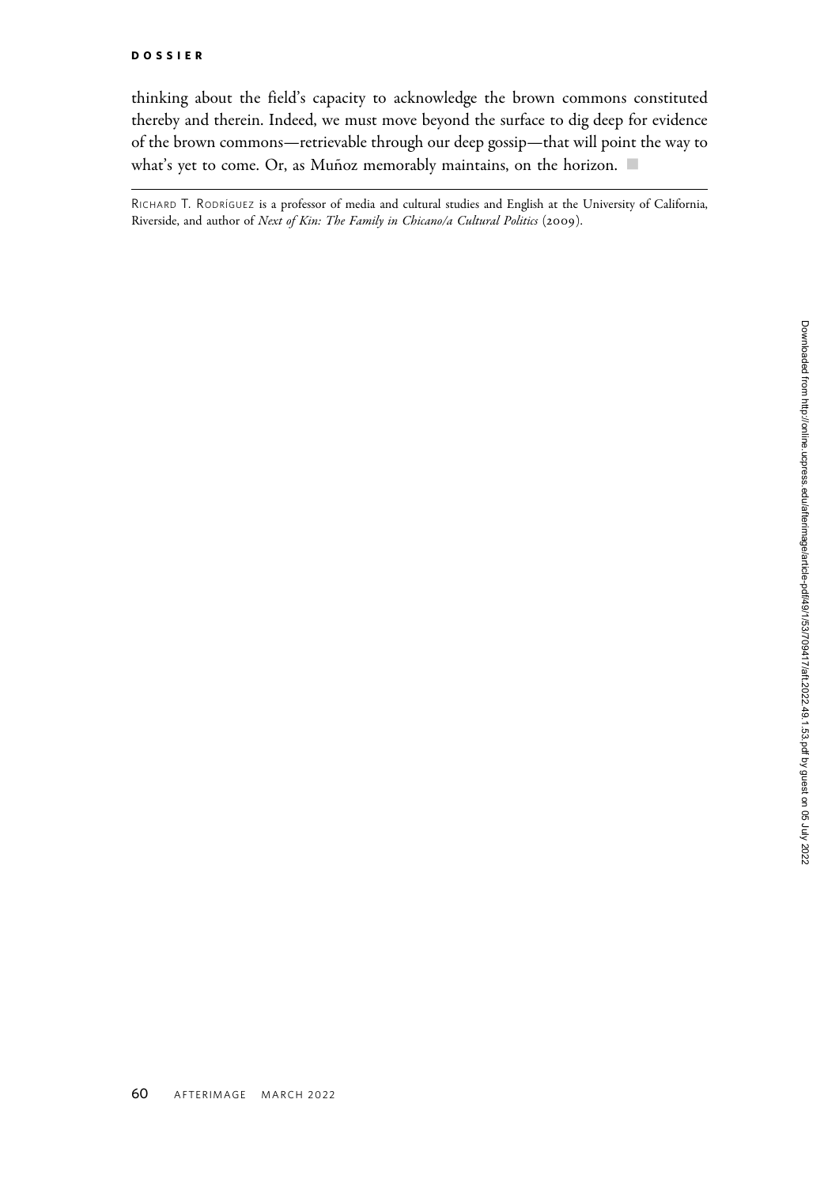thinking about the field's capacity to acknowledge the brown commons constituted thereby and therein. Indeed, we must move beyond the surface to dig deep for evidence of the brown commons—retrievable through our deep gossip—that will point the way to what's yet to come. Or, as Muñoz memorably maintains, on the horizon. ■

---

RICHARD T. RODRÍGUEZ is a professor of media and cultural studies and English at the University of California, Riverside, and author of *Next of Kin: The Family in Chicano/a Cultural Politics* (2009).